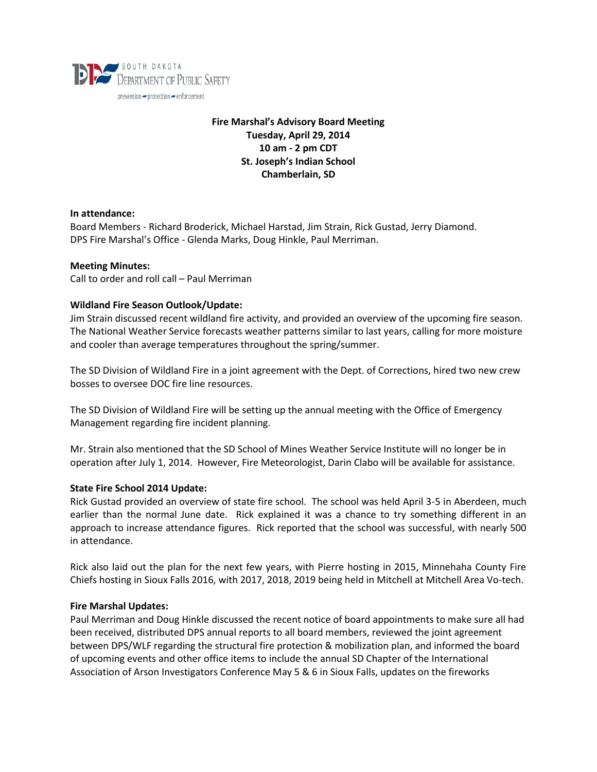SOUTH DAKOTA
DEPARTMENT OF PUBLIC SAFETY
prevention – protection – enforcement

**Fire Marshal's Advisory Board Meeting**
**Tuesday, April 29, 2014**
**10 am - 2 pm CDT**
**St. Joseph's Indian School**
**Chamberlain, SD**

**In attendance:**
Board Members - Richard Broderick, Michael Harstad, Jim Strain, Rick Gustad, Jerry Diamond.
DPS Fire Marshal's Office - Glenda Marks, Doug Hinkle, Paul Merriman.

**Meeting Minutes:**
Call to order and roll call – Paul Merriman

**Wildland Fire Season Outlook/Update:**
Jim Strain discussed recent wildland fire activity, and provided an overview of the upcoming fire season. The National Weather Service forecasts weather patterns similar to last years, calling for more moisture and cooler than average temperatures throughout the spring/summer.

The SD Division of Wildland Fire in a joint agreement with the Dept. of Corrections, hired two new crew bosses to oversee DOC fire line resources.

The SD Division of Wildland Fire will be setting up the annual meeting with the Office of Emergency Management regarding fire incident planning.

Mr. Strain also mentioned that the SD School of Mines Weather Service Institute will no longer be in operation after July 1, 2014. However, Fire Meteorologist, Darin Clabo will be available for assistance.

**State Fire School 2014 Update:**
Rick Gustad provided an overview of state fire school. The school was held April 3-5 in Aberdeen, much earlier than the normal June date. Rick explained it was a chance to try something different in an approach to increase attendance figures. Rick reported that the school was successful, with nearly 500 in attendance.

Rick also laid out the plan for the next few years, with Pierre hosting in 2015, Minnehaha County Fire Chiefs hosting in Sioux Falls 2016, with 2017, 2018, 2019 being held in Mitchell at Mitchell Area Vo-tech.

**Fire Marshal Updates:**
Paul Merriman and Doug Hinkle discussed the recent notice of board appointments to make sure all had been received, distributed DPS annual reports to all board members, reviewed the joint agreement between DPS/WLF regarding the structural fire protection & mobilization plan, and informed the board of upcoming events and other office items to include the annual SD Chapter of the International Association of Arson Investigators Conference May 5 & 6 in Sioux Falls, updates on the fireworks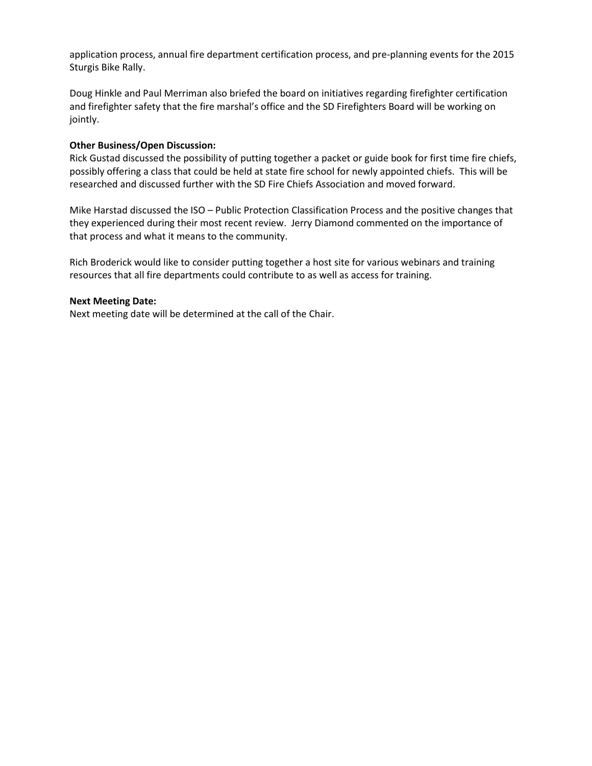application process, annual fire department certification process, and pre-planning events for the 2015 Sturgis Bike Rally.

Doug Hinkle and Paul Merriman also briefed the board on initiatives regarding firefighter certification and firefighter safety that the fire marshal's office and the SD Firefighters Board will be working on jointly.

**Other Business/Open Discussion:**

Rick Gustad discussed the possibility of putting together a packet or guide book for first time fire chiefs, possibly offering a class that could be held at state fire school for newly appointed chiefs. This will be researched and discussed further with the SD Fire Chiefs Association and moved forward.

Mike Harstad discussed the ISO – Public Protection Classification Process and the positive changes that they experienced during their most recent review. Jerry Diamond commented on the importance of that process and what it means to the community.

Rich Broderick would like to consider putting together a host site for various webinars and training resources that all fire departments could contribute to as well as access for training.

**Next Meeting Date:**

Next meeting date will be determined at the call of the Chair.